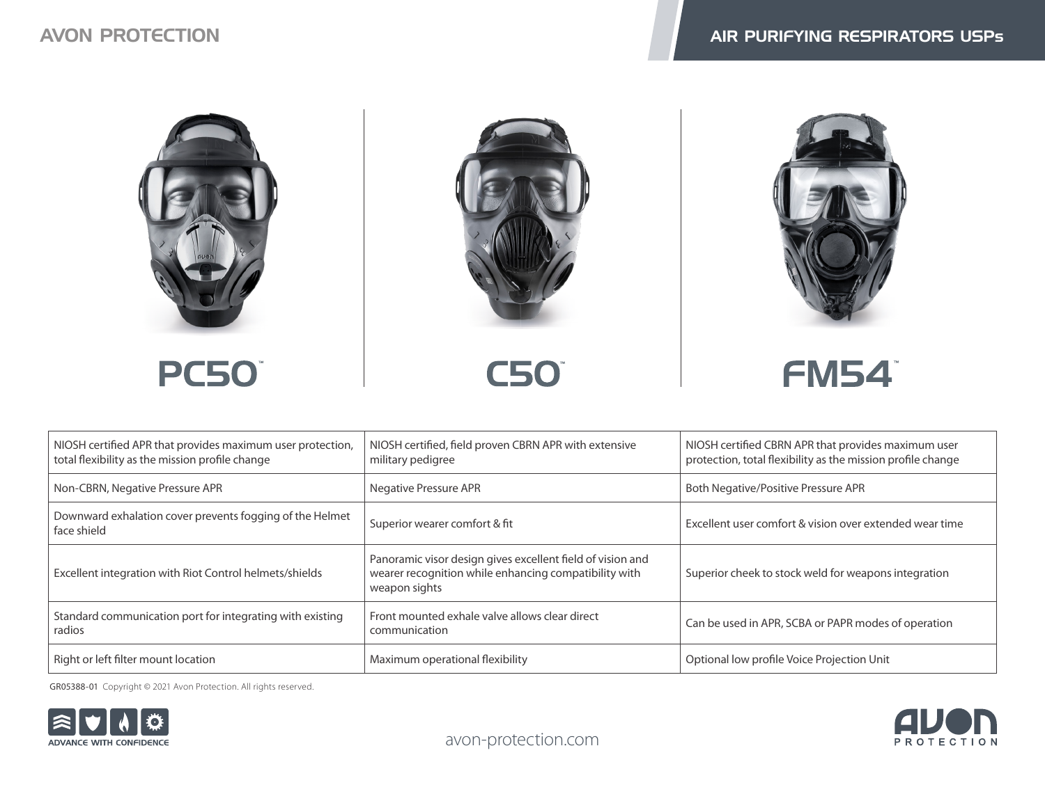AVON PROTECTION

# AIR PURIFYING RESPIRATORS USPs

| PC50™ | C50™ | FM54™ |
|---|---|---|
| NIOSH certified APR that provides maximum user protection, total flexibility as the mission profile change | NIOSH certified, field proven CBRN APR with extensive military pedigree | NIOSH certified CBRN APR that provides maximum user protection, total flexibility as the mission profile change |
| Non-CBRN, Negative Pressure APR | Negative Pressure APR | Both Negative/Positive Pressure APR |
| Downward exhalation cover prevents fogging of the Helmet face shield | Superior wearer comfort & fit | Excellent user comfort & vision over extended wear time |
| Excellent integration with Riot Control helmets/shields | Panoramic visor design gives excellent field of vision and wearer recognition while enhancing compatibility with weapon sights | Superior cheek to stock weld for weapons integration |
| Standard communication port for integrating with existing radios | Front mounted exhale valve allows clear direct communication | Can be used in APR, SCBA or PAPR modes of operation |
| Right or left filter mount location | Maximum operational flexibility | Optional low profile Voice Projection Unit |

GR05388-01 Copyright © 2021 Avon Protection. All rights reserved.

ADVANCE WITH CONFIDENCE

avon-protection.com

AVON PROTECTION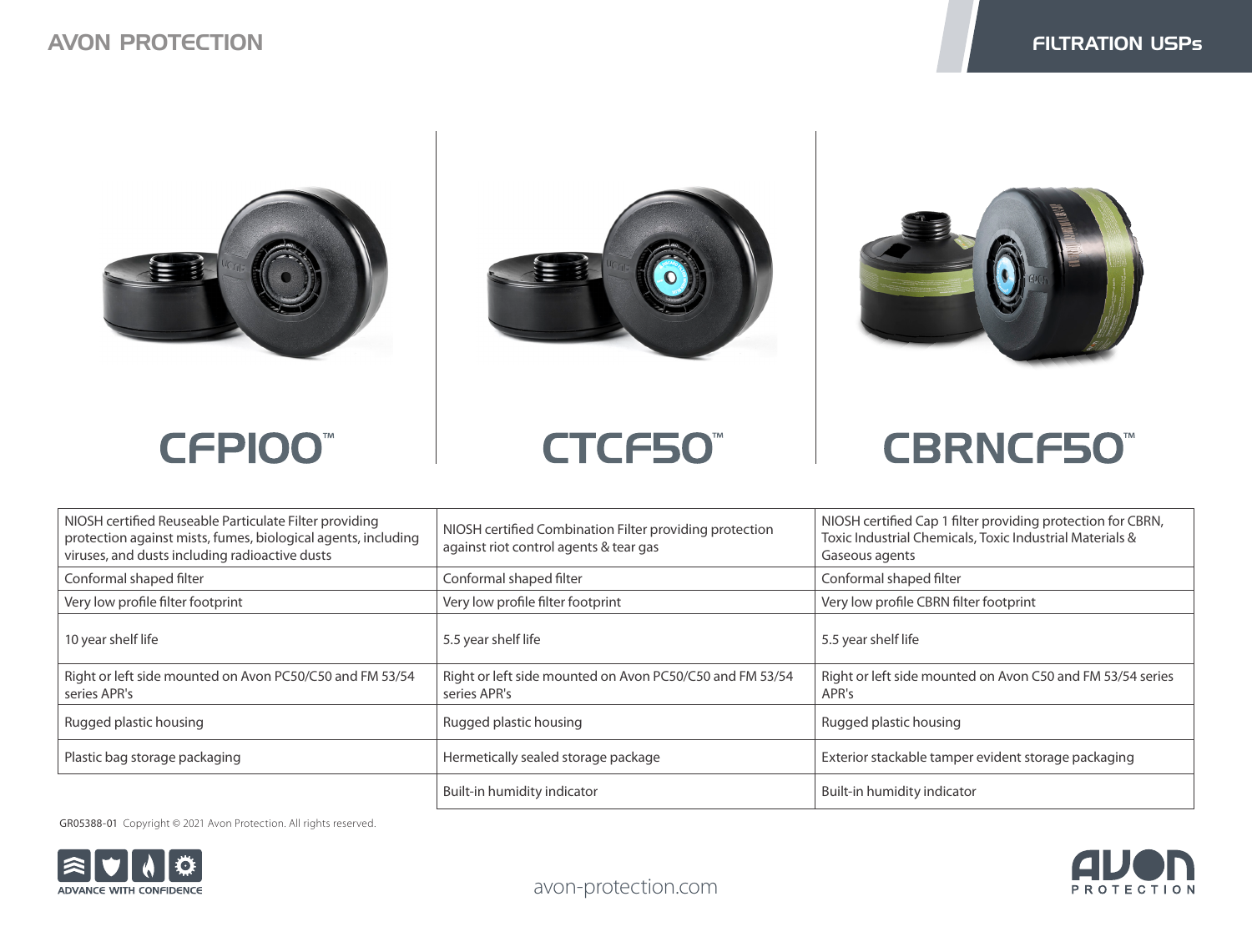AVON PROTECTION

# FILTRATION USPs

| CFP100™ | CTCF50™ | CBRNCF50™ |
|---|---|---|
| NIOSH certified Reuseable Particulate Filter providing protection against mists, fumes, biological agents, including viruses, and dusts including radioactive dusts | NIOSH certified Combination Filter providing protection against riot control agents & tear gas | NIOSH certified Cap 1 filter providing protection for CBRN, Toxic Industrial Chemicals, Toxic Industrial Materials & Gaseous agents |
| Conformal shaped filter | Conformal shaped filter | Conformal shaped filter |
| Very low profile filter footprint | Very low profile filter footprint | Very low profile CBRN filter footprint |
| 10 year shelf life | 5.5 year shelf life | 5.5 year shelf life |
| Right or left side mounted on Avon PC50/C50 and FM 53/54 series APR's | Right or left side mounted on Avon PC50/C50 and FM 53/54 series APR's | Right or left side mounted on Avon C50 and FM 53/54 series APR's |
| Rugged plastic housing | Rugged plastic housing | Rugged plastic housing |
| Plastic bag storage packaging | Hermetically sealed storage package | Exterior stackable tamper evident storage packaging |
| | Built-in humidity indicator | Built-in humidity indicator |

GR05388-01 Copyright © 2021 Avon Protection. All rights reserved.

ADVANCE WITH CONFIDENCE

avon-protection.com

AVON PROTECTION